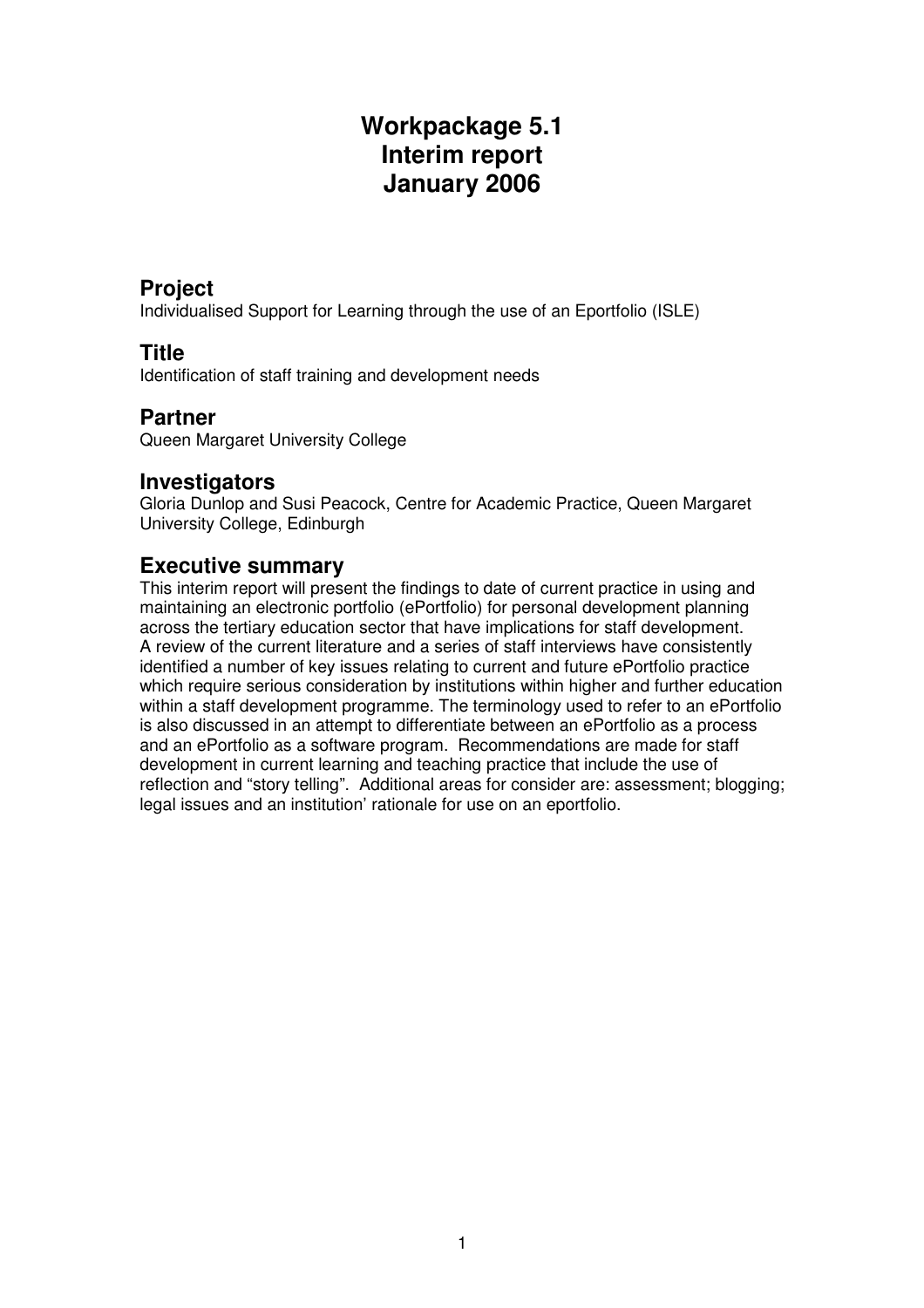# Workpackage 5.1
# Interim report
# January 2006

## Project

Individualised Support for Learning through the use of an Eportfolio (ISLE)

## Title

Identification of staff training and development needs

## Partner

Queen Margaret University College

## Investigators

Gloria Dunlop and Susi Peacock, Centre for Academic Practice, Queen Margaret University College, Edinburgh

## Executive summary

This interim report will present the findings to date of current practice in using and maintaining an electronic portfolio (ePortfolio) for personal development planning across the tertiary education sector that have implications for staff development. A review of the current literature and a series of staff interviews have consistently identified a number of key issues relating to current and future ePortfolio practice which require serious consideration by institutions within higher and further education within a staff development programme. The terminology used to refer to an ePortfolio is also discussed in an attempt to differentiate between an ePortfolio as a process and an ePortfolio as a software program. Recommendations are made for staff development in current learning and teaching practice that include the use of reflection and "story telling". Additional areas for consider are: assessment; blogging; legal issues and an institution' rationale for use on an eportfolio.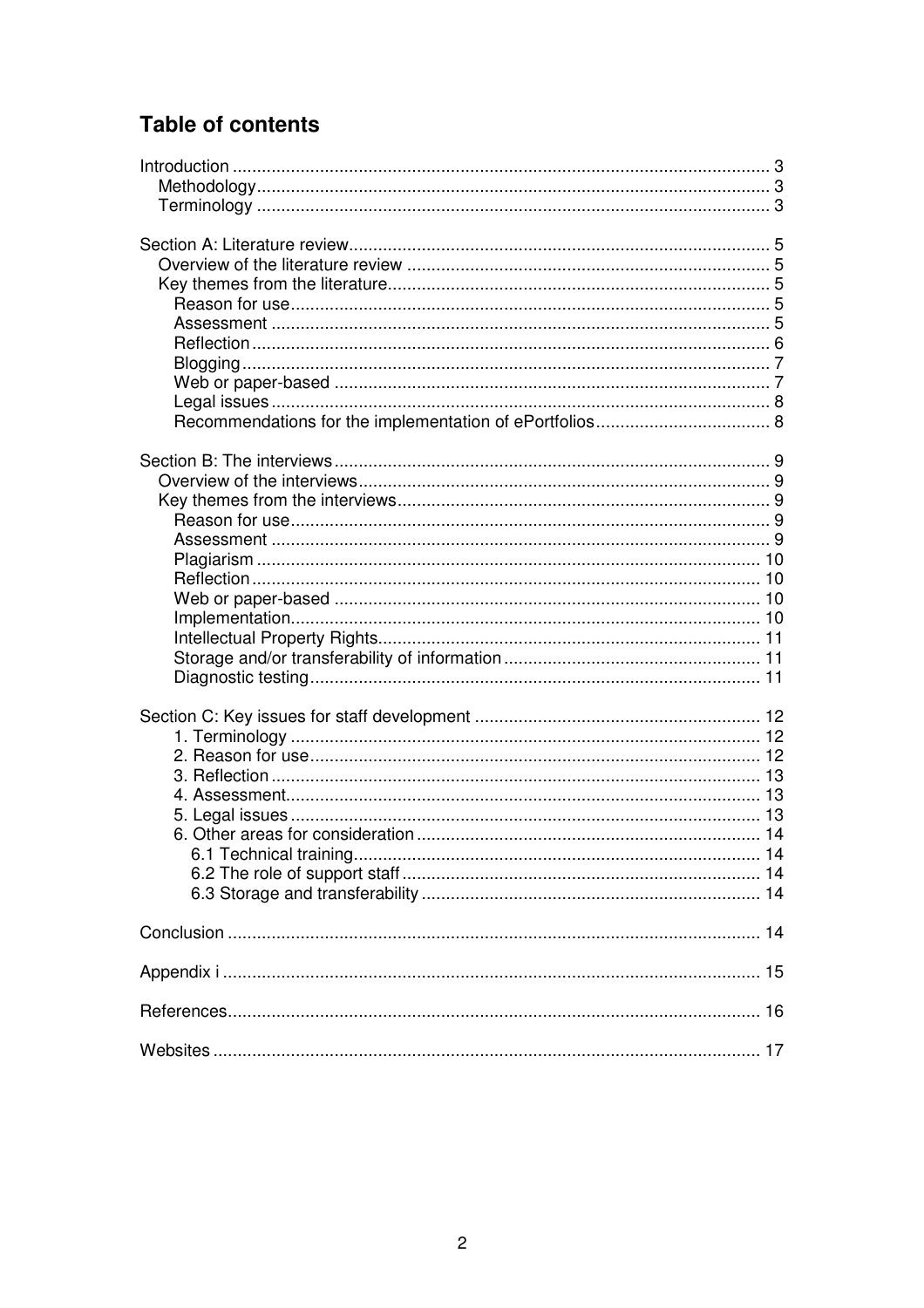## Table of contents

Introduction ............................................................................................................. 3
- Methodology......................................................................................................... 3
- Terminology ......................................................................................................... 3

Section A: Literature review...................................................................................... 5
- Overview of the literature review .......................................................................... 5
- Key themes from the literature.............................................................................. 5
  - Reason for use.................................................................................................. 5
  - Assessment ...................................................................................................... 5
  - Reflection .......................................................................................................... 6
  - Blogging ............................................................................................................ 7
  - Web or paper-based .......................................................................................... 7
  - Legal issues ...................................................................................................... 8
  - Recommendations for the implementation of ePortfolios.................................... 8

Section B: The interviews ......................................................................................... 9
- Overview of the interviews.................................................................................... 9
- Key themes from the interviews............................................................................ 9
  - Reason for use.................................................................................................. 9
  - Assessment ...................................................................................................... 9
  - Plagiarism ....................................................................................................... 10
  - Reflection ........................................................................................................ 10
  - Web or paper-based ........................................................................................ 10
  - Implementation................................................................................................ 10
  - Intellectual Property Rights.............................................................................. 11
  - Storage and/or transferability of information..................................................... 11
  - Diagnostic testing............................................................................................ 11

Section C: Key issues for staff development ........................................................... 12
- 1. Terminology ................................................................................................ 12
- 2. Reason for use............................................................................................ 12
- 3. Reflection .................................................................................................... 13
- 4. Assessment................................................................................................. 13
- 5. Legal issues ................................................................................................ 13
- 6. Other areas for consideration ...................................................................... 14
  - 6.1 Technical training................................................................................... 14
  - 6.2 The role of support staff ......................................................................... 14
  - 6.3 Storage and transferability ..................................................................... 14

Conclusion ............................................................................................................. 14

Appendix i .............................................................................................................. 15

References............................................................................................................. 16

Websites ................................................................................................................ 17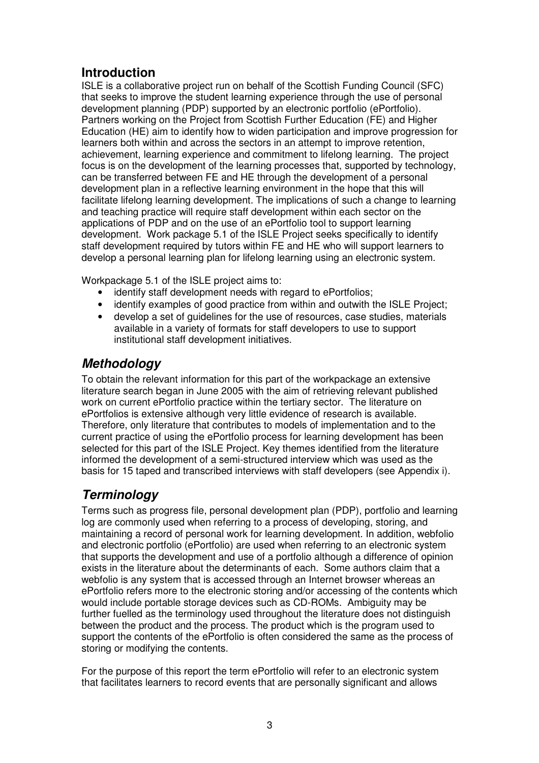## Introduction

ISLE is a collaborative project run on behalf of the Scottish Funding Council (SFC) that seeks to improve the student learning experience through the use of personal development planning (PDP) supported by an electronic portfolio (ePortfolio). Partners working on the Project from Scottish Further Education (FE) and Higher Education (HE) aim to identify how to widen participation and improve progression for learners both within and across the sectors in an attempt to improve retention, achievement, learning experience and commitment to lifelong learning. The project focus is on the development of the learning processes that, supported by technology, can be transferred between FE and HE through the development of a personal development plan in a reflective learning environment in the hope that this will facilitate lifelong learning development. The implications of such a change to learning and teaching practice will require staff development within each sector on the applications of PDP and on the use of an ePortfolio tool to support learning development. Work package 5.1 of the ISLE Project seeks specifically to identify staff development required by tutors within FE and HE who will support learners to develop a personal learning plan for lifelong learning using an electronic system.

Workpackage 5.1 of the ISLE project aims to:

- identify staff development needs with regard to ePortfolios;
- identify examples of good practice from within and outwith the ISLE Project;
- develop a set of guidelines for the use of resources, case studies, materials available in a variety of formats for staff developers to use to support institutional staff development initiatives.

## *Methodology*

To obtain the relevant information for this part of the workpackage an extensive literature search began in June 2005 with the aim of retrieving relevant published work on current ePortfolio practice within the tertiary sector. The literature on ePortfolios is extensive although very little evidence of research is available. Therefore, only literature that contributes to models of implementation and to the current practice of using the ePortfolio process for learning development has been selected for this part of the ISLE Project. Key themes identified from the literature informed the development of a semi-structured interview which was used as the basis for 15 taped and transcribed interviews with staff developers (see Appendix i).

## *Terminology*

Terms such as progress file, personal development plan (PDP), portfolio and learning log are commonly used when referring to a process of developing, storing, and maintaining a record of personal work for learning development. In addition, webfolio and electronic portfolio (ePortfolio) are used when referring to an electronic system that supports the development and use of a portfolio although a difference of opinion exists in the literature about the determinants of each. Some authors claim that a webfolio is any system that is accessed through an Internet browser whereas an ePortfolio refers more to the electronic storing and/or accessing of the contents which would include portable storage devices such as CD-ROMs. Ambiguity may be further fuelled as the terminology used throughout the literature does not distinguish between the product and the process. The product which is the program used to support the contents of the ePortfolio is often considered the same as the process of storing or modifying the contents.

For the purpose of this report the term ePortfolio will refer to an electronic system that facilitates learners to record events that are personally significant and allows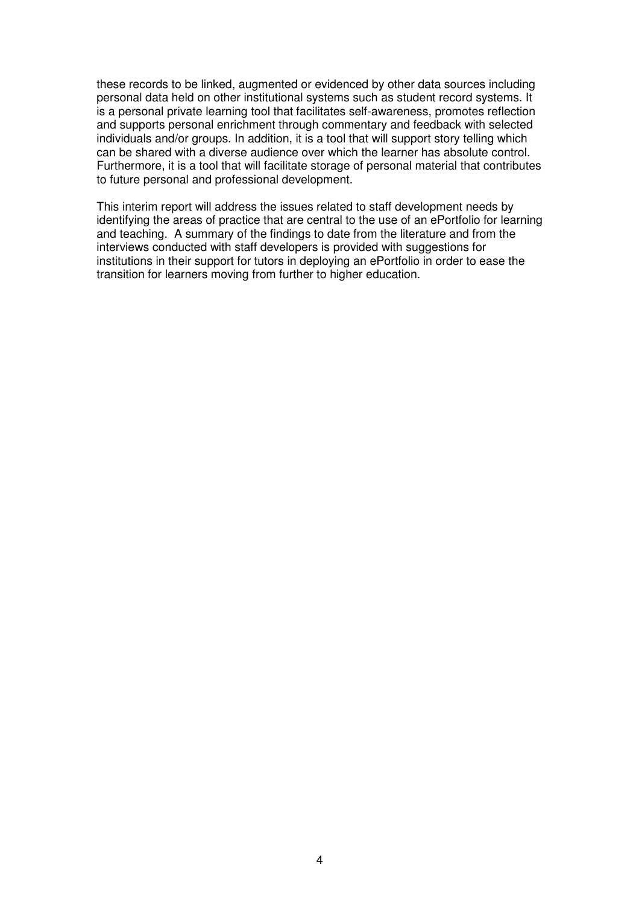these records to be linked, augmented or evidenced by other data sources including personal data held on other institutional systems such as student record systems. It is a personal private learning tool that facilitates self-awareness, promotes reflection and supports personal enrichment through commentary and feedback with selected individuals and/or groups. In addition, it is a tool that will support story telling which can be shared with a diverse audience over which the learner has absolute control. Furthermore, it is a tool that will facilitate storage of personal material that contributes to future personal and professional development.

This interim report will address the issues related to staff development needs by identifying the areas of practice that are central to the use of an ePortfolio for learning and teaching. A summary of the findings to date from the literature and from the interviews conducted with staff developers is provided with suggestions for institutions in their support for tutors in deploying an ePortfolio in order to ease the transition for learners moving from further to higher education.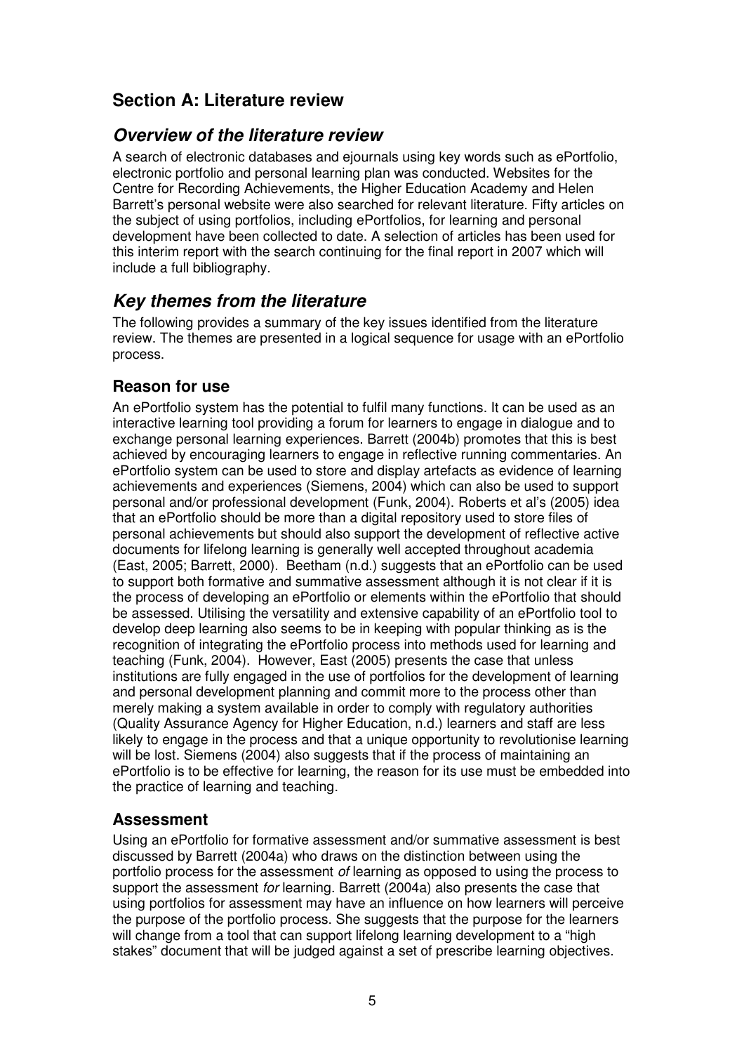# Section A: Literature review

## *Overview of the literature review*

A search of electronic databases and ejournals using key words such as ePortfolio, electronic portfolio and personal learning plan was conducted. Websites for the Centre for Recording Achievements, the Higher Education Academy and Helen Barrett's personal website were also searched for relevant literature. Fifty articles on the subject of using portfolios, including ePortfolios, for learning and personal development have been collected to date. A selection of articles has been used for this interim report with the search continuing for the final report in 2007 which will include a full bibliography.

## *Key themes from the literature*

The following provides a summary of the key issues identified from the literature review. The themes are presented in a logical sequence for usage with an ePortfolio process.

### Reason for use

An ePortfolio system has the potential to fulfil many functions. It can be used as an interactive learning tool providing a forum for learners to engage in dialogue and to exchange personal learning experiences. Barrett (2004b) promotes that this is best achieved by encouraging learners to engage in reflective running commentaries. An ePortfolio system can be used to store and display artefacts as evidence of learning achievements and experiences (Siemens, 2004) which can also be used to support personal and/or professional development (Funk, 2004). Roberts et al's (2005) idea that an ePortfolio should be more than a digital repository used to store files of personal achievements but should also support the development of reflective active documents for lifelong learning is generally well accepted throughout academia (East, 2005; Barrett, 2000). Beetham (n.d.) suggests that an ePortfolio can be used to support both formative and summative assessment although it is not clear if it is the process of developing an ePortfolio or elements within the ePortfolio that should be assessed. Utilising the versatility and extensive capability of an ePortfolio tool to develop deep learning also seems to be in keeping with popular thinking as is the recognition of integrating the ePortfolio process into methods used for learning and teaching (Funk, 2004). However, East (2005) presents the case that unless institutions are fully engaged in the use of portfolios for the development of learning and personal development planning and commit more to the process other than merely making a system available in order to comply with regulatory authorities (Quality Assurance Agency for Higher Education, n.d.) learners and staff are less likely to engage in the process and that a unique opportunity to revolutionise learning will be lost. Siemens (2004) also suggests that if the process of maintaining an ePortfolio is to be effective for learning, the reason for its use must be embedded into the practice of learning and teaching.

### Assessment

Using an ePortfolio for formative assessment and/or summative assessment is best discussed by Barrett (2004a) who draws on the distinction between using the portfolio process for the assessment *of* learning as opposed to using the process to support the assessment *for* learning. Barrett (2004a) also presents the case that using portfolios for assessment may have an influence on how learners will perceive the purpose of the portfolio process. She suggests that the purpose for the learners will change from a tool that can support lifelong learning development to a "high stakes" document that will be judged against a set of prescribe learning objectives.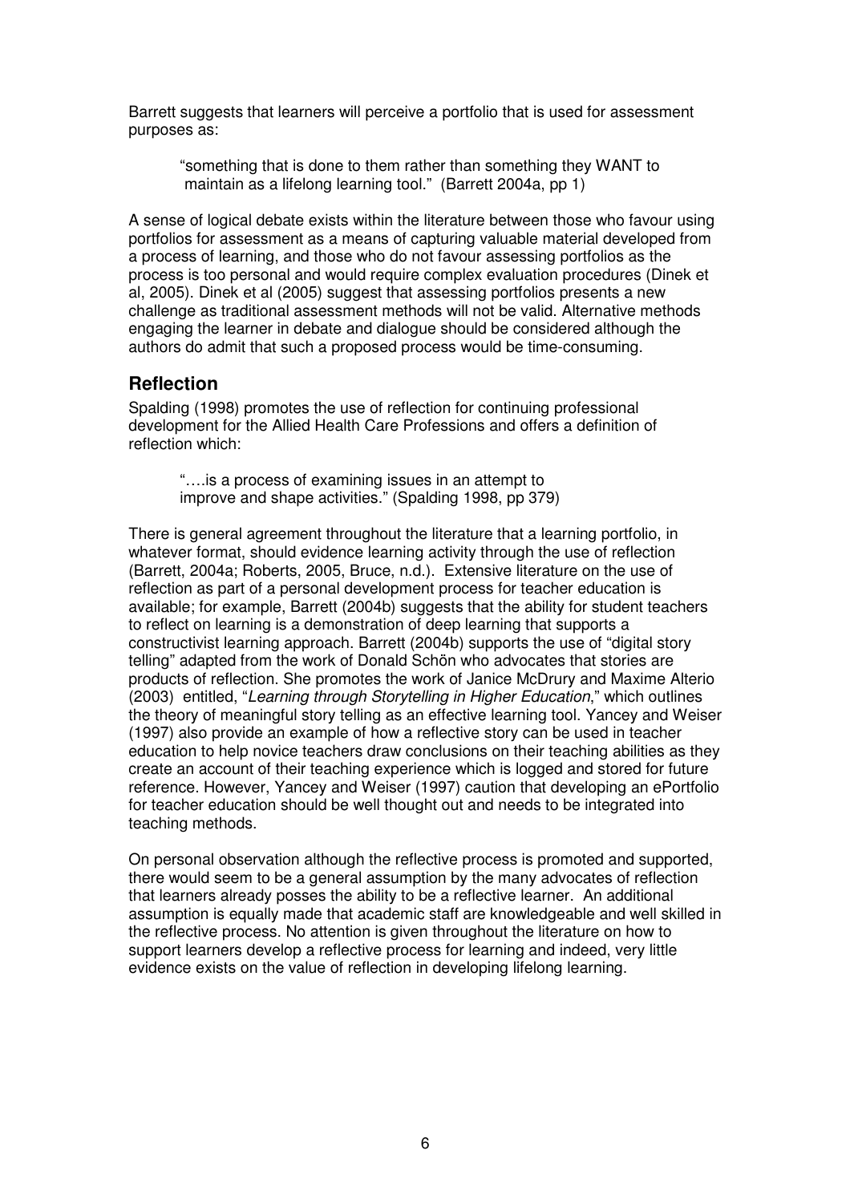Barrett suggests that learners will perceive a portfolio that is used for assessment purposes as:

> "something that is done to them rather than something they WANT to maintain as a lifelong learning tool." (Barrett 2004a, pp 1)

A sense of logical debate exists within the literature between those who favour using portfolios for assessment as a means of capturing valuable material developed from a process of learning, and those who do not favour assessing portfolios as the process is too personal and would require complex evaluation procedures (Dinek et al, 2005). Dinek et al (2005) suggest that assessing portfolios presents a new challenge as traditional assessment methods will not be valid. Alternative methods engaging the learner in debate and dialogue should be considered although the authors do admit that such a proposed process would be time-consuming.

## Reflection

Spalding (1998) promotes the use of reflection for continuing professional development for the Allied Health Care Professions and offers a definition of reflection which:

> "….is a process of examining issues in an attempt to improve and shape activities." (Spalding 1998, pp 379)

There is general agreement throughout the literature that a learning portfolio, in whatever format, should evidence learning activity through the use of reflection (Barrett, 2004a; Roberts, 2005, Bruce, n.d.). Extensive literature on the use of reflection as part of a personal development process for teacher education is available; for example, Barrett (2004b) suggests that the ability for student teachers to reflect on learning is a demonstration of deep learning that supports a constructivist learning approach. Barrett (2004b) supports the use of "digital story telling" adapted from the work of Donald Schön who advocates that stories are products of reflection. She promotes the work of Janice McDrury and Maxime Alterio (2003) entitled, "*Learning through Storytelling in Higher Education*," which outlines the theory of meaningful story telling as an effective learning tool. Yancey and Weiser (1997) also provide an example of how a reflective story can be used in teacher education to help novice teachers draw conclusions on their teaching abilities as they create an account of their teaching experience which is logged and stored for future reference. However, Yancey and Weiser (1997) caution that developing an ePortfolio for teacher education should be well thought out and needs to be integrated into teaching methods.

On personal observation although the reflective process is promoted and supported, there would seem to be a general assumption by the many advocates of reflection that learners already posses the ability to be a reflective learner. An additional assumption is equally made that academic staff are knowledgeable and well skilled in the reflective process. No attention is given throughout the literature on how to support learners develop a reflective process for learning and indeed, very little evidence exists on the value of reflection in developing lifelong learning.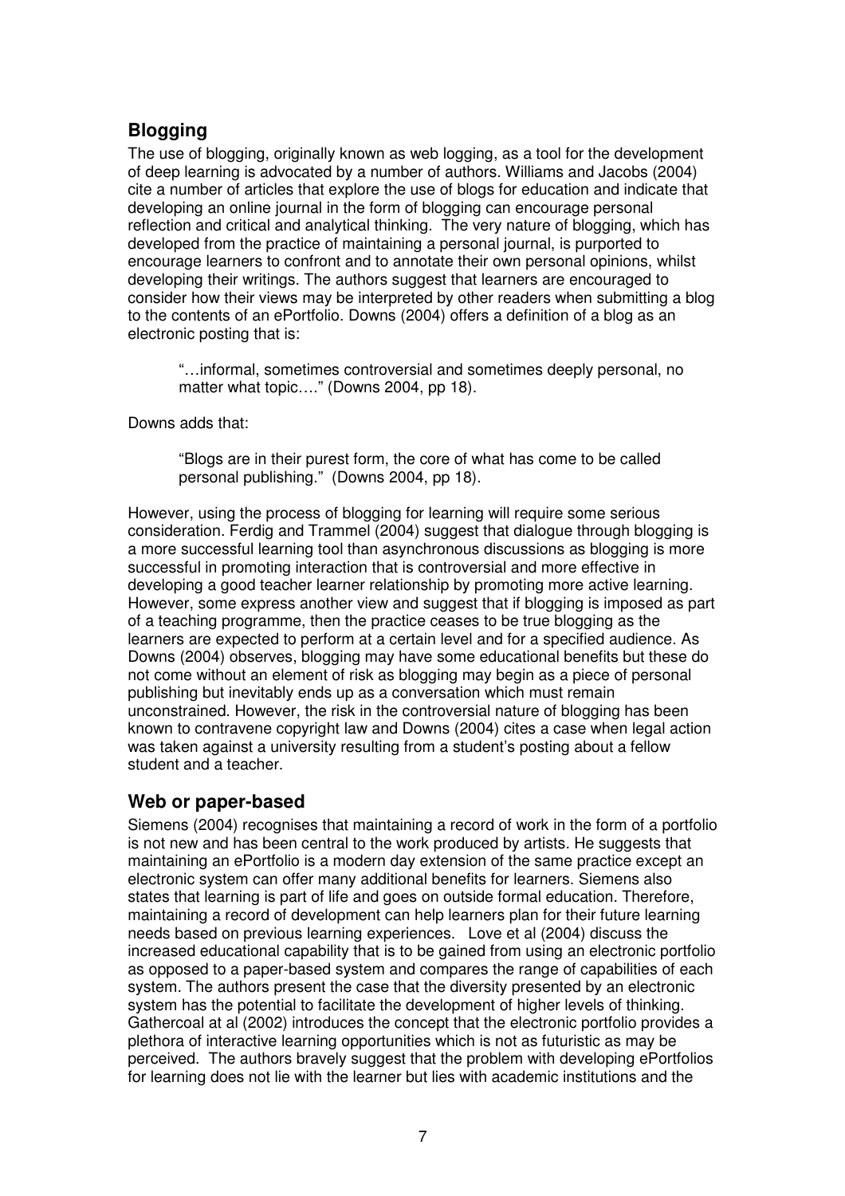## Blogging

The use of blogging, originally known as web logging, as a tool for the development of deep learning is advocated by a number of authors. Williams and Jacobs (2004) cite a number of articles that explore the use of blogs for education and indicate that developing an online journal in the form of blogging can encourage personal reflection and critical and analytical thinking. The very nature of blogging, which has developed from the practice of maintaining a personal journal, is purported to encourage learners to confront and to annotate their own personal opinions, whilst developing their writings. The authors suggest that learners are encouraged to consider how their views may be interpreted by other readers when submitting a blog to the contents of an ePortfolio. Downs (2004) offers a definition of a blog as an electronic posting that is:

> "…informal, sometimes controversial and sometimes deeply personal, no matter what topic…." (Downs 2004, pp 18).

Downs adds that:

> "Blogs are in their purest form, the core of what has come to be called personal publishing." (Downs 2004, pp 18).

However, using the process of blogging for learning will require some serious consideration. Ferdig and Trammel (2004) suggest that dialogue through blogging is a more successful learning tool than asynchronous discussions as blogging is more successful in promoting interaction that is controversial and more effective in developing a good teacher learner relationship by promoting more active learning. However, some express another view and suggest that if blogging is imposed as part of a teaching programme, then the practice ceases to be true blogging as the learners are expected to perform at a certain level and for a specified audience. As Downs (2004) observes, blogging may have some educational benefits but these do not come without an element of risk as blogging may begin as a piece of personal publishing but inevitably ends up as a conversation which must remain unconstrained. However, the risk in the controversial nature of blogging has been known to contravene copyright law and Downs (2004) cites a case when legal action was taken against a university resulting from a student's posting about a fellow student and a teacher.

## Web or paper-based

Siemens (2004) recognises that maintaining a record of work in the form of a portfolio is not new and has been central to the work produced by artists. He suggests that maintaining an ePortfolio is a modern day extension of the same practice except an electronic system can offer many additional benefits for learners. Siemens also states that learning is part of life and goes on outside formal education. Therefore, maintaining a record of development can help learners plan for their future learning needs based on previous learning experiences. Love et al (2004) discuss the increased educational capability that is to be gained from using an electronic portfolio as opposed to a paper-based system and compares the range of capabilities of each system. The authors present the case that the diversity presented by an electronic system has the potential to facilitate the development of higher levels of thinking. Gathercoal at al (2002) introduces the concept that the electronic portfolio provides a plethora of interactive learning opportunities which is not as futuristic as may be perceived. The authors bravely suggest that the problem with developing ePortfolios for learning does not lie with the learner but lies with academic institutions and the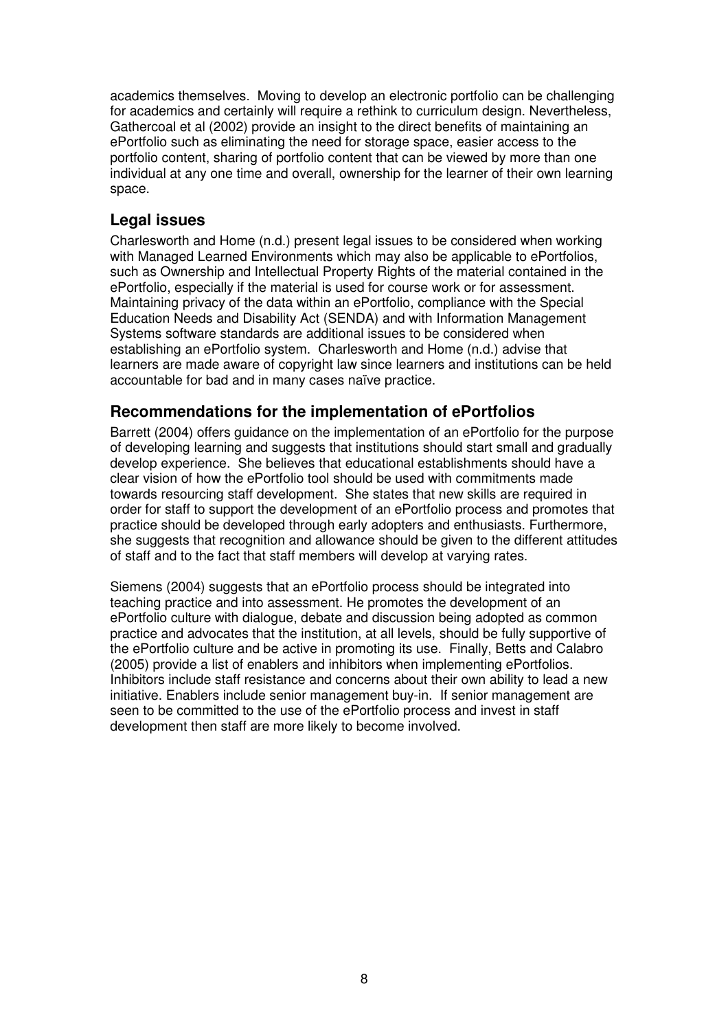academics themselves. Moving to develop an electronic portfolio can be challenging for academics and certainly will require a rethink to curriculum design. Nevertheless, Gathercoal et al (2002) provide an insight to the direct benefits of maintaining an ePortfolio such as eliminating the need for storage space, easier access to the portfolio content, sharing of portfolio content that can be viewed by more than one individual at any one time and overall, ownership for the learner of their own learning space.

## Legal issues

Charlesworth and Home (n.d.) present legal issues to be considered when working with Managed Learned Environments which may also be applicable to ePortfolios, such as Ownership and Intellectual Property Rights of the material contained in the ePortfolio, especially if the material is used for course work or for assessment. Maintaining privacy of the data within an ePortfolio, compliance with the Special Education Needs and Disability Act (SENDA) and with Information Management Systems software standards are additional issues to be considered when establishing an ePortfolio system. Charlesworth and Home (n.d.) advise that learners are made aware of copyright law since learners and institutions can be held accountable for bad and in many cases naïve practice.

## Recommendations for the implementation of ePortfolios

Barrett (2004) offers guidance on the implementation of an ePortfolio for the purpose of developing learning and suggests that institutions should start small and gradually develop experience. She believes that educational establishments should have a clear vision of how the ePortfolio tool should be used with commitments made towards resourcing staff development. She states that new skills are required in order for staff to support the development of an ePortfolio process and promotes that practice should be developed through early adopters and enthusiasts. Furthermore, she suggests that recognition and allowance should be given to the different attitudes of staff and to the fact that staff members will develop at varying rates.

Siemens (2004) suggests that an ePortfolio process should be integrated into teaching practice and into assessment. He promotes the development of an ePortfolio culture with dialogue, debate and discussion being adopted as common practice and advocates that the institution, at all levels, should be fully supportive of the ePortfolio culture and be active in promoting its use. Finally, Betts and Calabro (2005) provide a list of enablers and inhibitors when implementing ePortfolios. Inhibitors include staff resistance and concerns about their own ability to lead a new initiative. Enablers include senior management buy-in. If senior management are seen to be committed to the use of the ePortfolio process and invest in staff development then staff are more likely to become involved.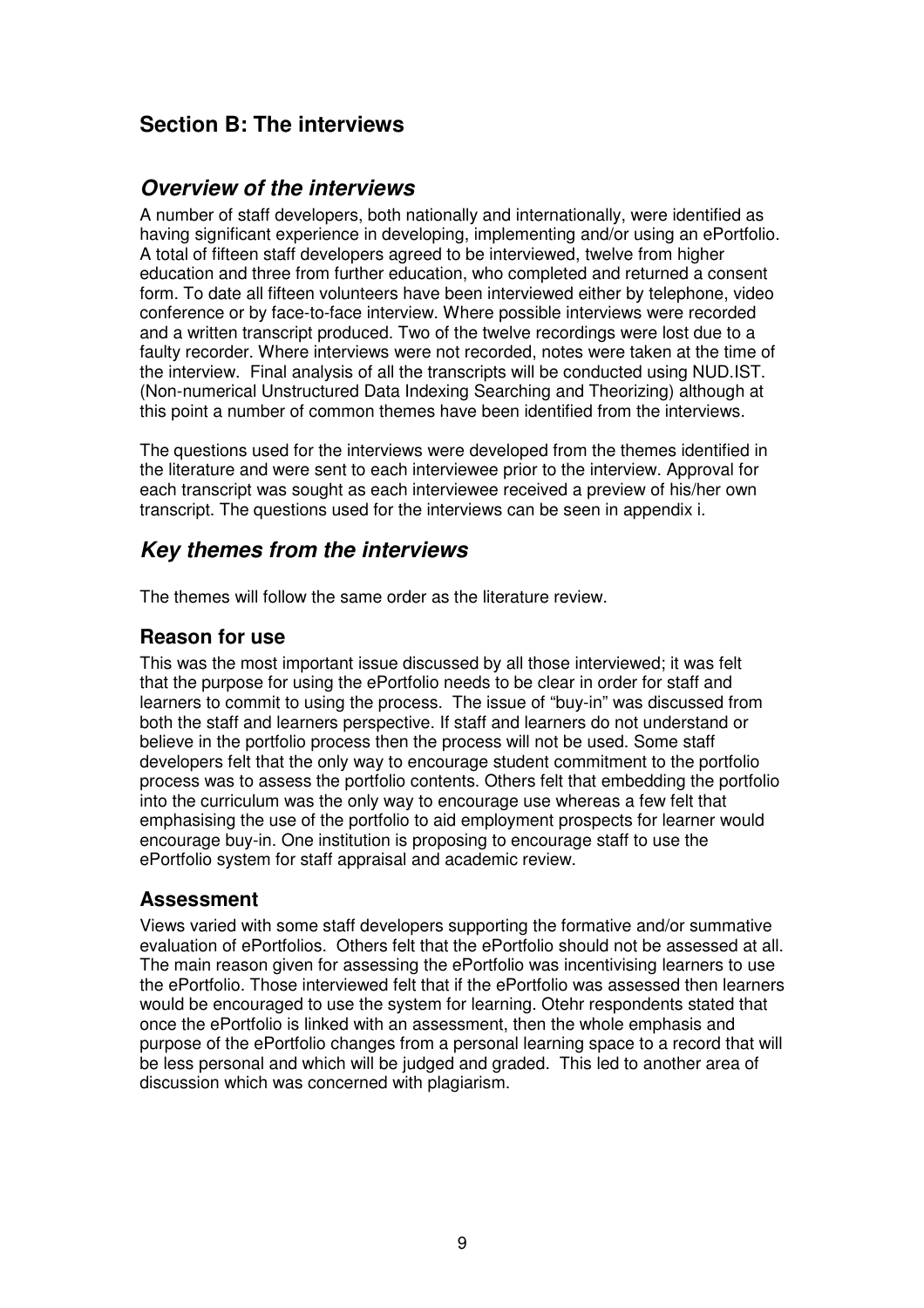## Section B: The interviews

### *Overview of the interviews*

A number of staff developers, both nationally and internationally, were identified as having significant experience in developing, implementing and/or using an ePortfolio. A total of fifteen staff developers agreed to be interviewed, twelve from higher education and three from further education, who completed and returned a consent form. To date all fifteen volunteers have been interviewed either by telephone, video conference or by face-to-face interview. Where possible interviews were recorded and a written transcript produced. Two of the twelve recordings were lost due to a faulty recorder. Where interviews were not recorded, notes were taken at the time of the interview. Final analysis of all the transcripts will be conducted using NUD.IST. (Non-numerical Unstructured Data Indexing Searching and Theorizing) although at this point a number of common themes have been identified from the interviews.

The questions used for the interviews were developed from the themes identified in the literature and were sent to each interviewee prior to the interview. Approval for each transcript was sought as each interviewee received a preview of his/her own transcript. The questions used for the interviews can be seen in appendix i.

### *Key themes from the interviews*

The themes will follow the same order as the literature review.

#### Reason for use

This was the most important issue discussed by all those interviewed; it was felt that the purpose for using the ePortfolio needs to be clear in order for staff and learners to commit to using the process. The issue of "buy-in" was discussed from both the staff and learners perspective. If staff and learners do not understand or believe in the portfolio process then the process will not be used. Some staff developers felt that the only way to encourage student commitment to the portfolio process was to assess the portfolio contents. Others felt that embedding the portfolio into the curriculum was the only way to encourage use whereas a few felt that emphasising the use of the portfolio to aid employment prospects for learner would encourage buy-in. One institution is proposing to encourage staff to use the ePortfolio system for staff appraisal and academic review.

#### Assessment

Views varied with some staff developers supporting the formative and/or summative evaluation of ePortfolios. Others felt that the ePortfolio should not be assessed at all. The main reason given for assessing the ePortfolio was incentivising learners to use the ePortfolio. Those interviewed felt that if the ePortfolio was assessed then learners would be encouraged to use the system for learning. Otehr respondents stated that once the ePortfolio is linked with an assessment, then the whole emphasis and purpose of the ePortfolio changes from a personal learning space to a record that will be less personal and which will be judged and graded. This led to another area of discussion which was concerned with plagiarism.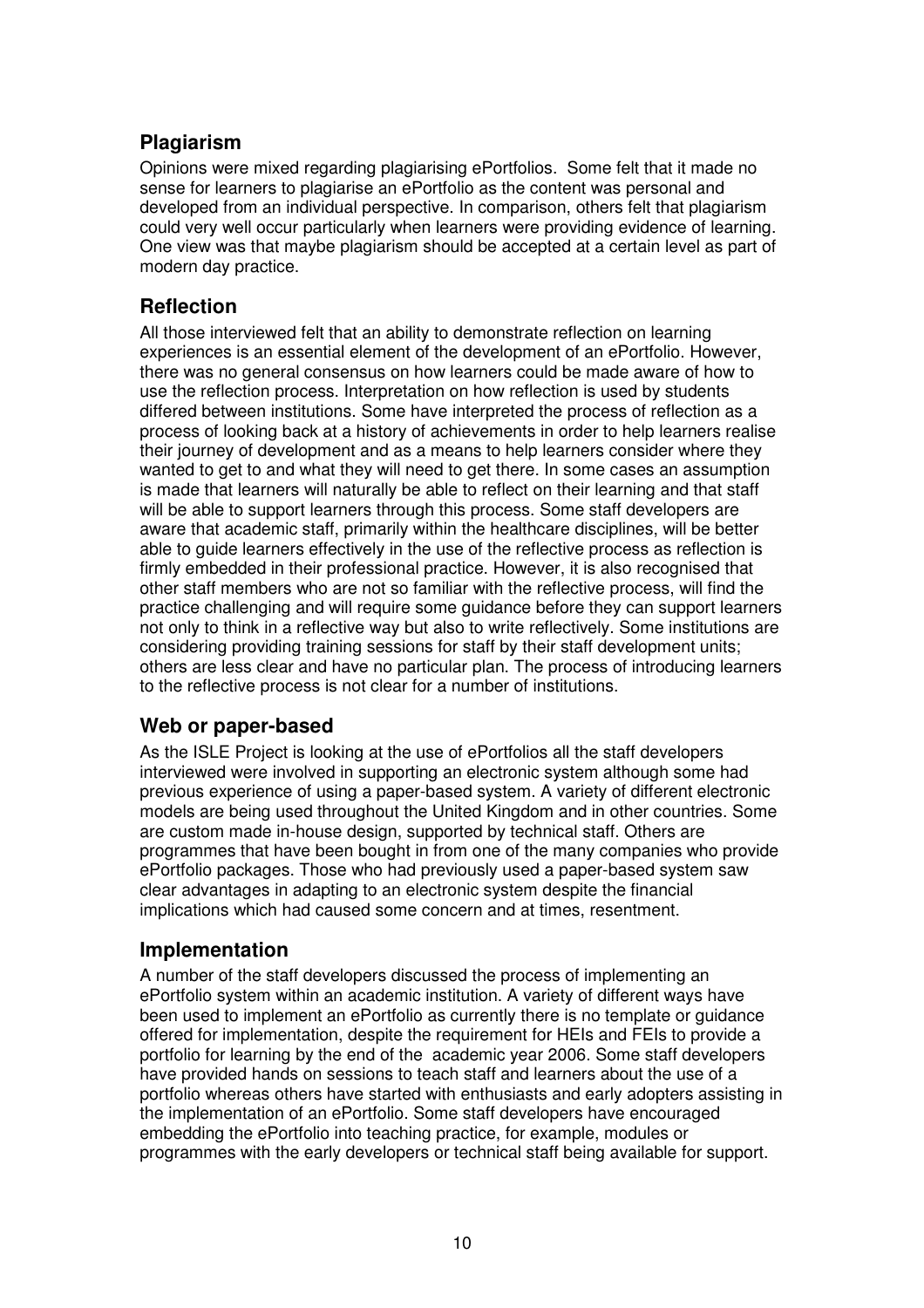## Plagiarism

Opinions were mixed regarding plagiarising ePortfolios. Some felt that it made no sense for learners to plagiarise an ePortfolio as the content was personal and developed from an individual perspective. In comparison, others felt that plagiarism could very well occur particularly when learners were providing evidence of learning. One view was that maybe plagiarism should be accepted at a certain level as part of modern day practice.

## Reflection

All those interviewed felt that an ability to demonstrate reflection on learning experiences is an essential element of the development of an ePortfolio. However, there was no general consensus on how learners could be made aware of how to use the reflection process. Interpretation on how reflection is used by students differed between institutions. Some have interpreted the process of reflection as a process of looking back at a history of achievements in order to help learners realise their journey of development and as a means to help learners consider where they wanted to get to and what they will need to get there. In some cases an assumption is made that learners will naturally be able to reflect on their learning and that staff will be able to support learners through this process. Some staff developers are aware that academic staff, primarily within the healthcare disciplines, will be better able to guide learners effectively in the use of the reflective process as reflection is firmly embedded in their professional practice. However, it is also recognised that other staff members who are not so familiar with the reflective process, will find the practice challenging and will require some guidance before they can support learners not only to think in a reflective way but also to write reflectively. Some institutions are considering providing training sessions for staff by their staff development units; others are less clear and have no particular plan. The process of introducing learners to the reflective process is not clear for a number of institutions.

## Web or paper-based

As the ISLE Project is looking at the use of ePortfolios all the staff developers interviewed were involved in supporting an electronic system although some had previous experience of using a paper-based system. A variety of different electronic models are being used throughout the United Kingdom and in other countries. Some are custom made in-house design, supported by technical staff. Others are programmes that have been bought in from one of the many companies who provide ePortfolio packages. Those who had previously used a paper-based system saw clear advantages in adapting to an electronic system despite the financial implications which had caused some concern and at times, resentment.

## Implementation

A number of the staff developers discussed the process of implementing an ePortfolio system within an academic institution. A variety of different ways have been used to implement an ePortfolio as currently there is no template or guidance offered for implementation, despite the requirement for HEIs and FEIs to provide a portfolio for learning by the end of the academic year 2006. Some staff developers have provided hands on sessions to teach staff and learners about the use of a portfolio whereas others have started with enthusiasts and early adopters assisting in the implementation of an ePortfolio. Some staff developers have encouraged embedding the ePortfolio into teaching practice, for example, modules or programmes with the early developers or technical staff being available for support.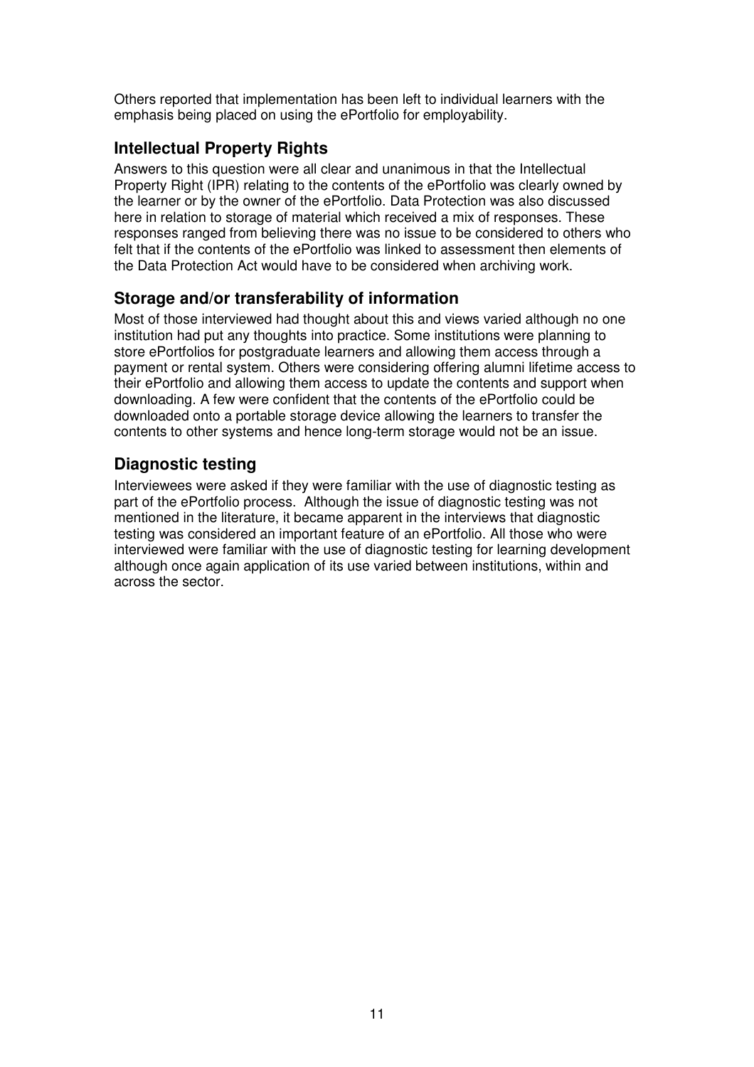Others reported that implementation has been left to individual learners with the emphasis being placed on using the ePortfolio for employability.

## Intellectual Property Rights

Answers to this question were all clear and unanimous in that the Intellectual Property Right (IPR) relating to the contents of the ePortfolio was clearly owned by the learner or by the owner of the ePortfolio. Data Protection was also discussed here in relation to storage of material which received a mix of responses. These responses ranged from believing there was no issue to be considered to others who felt that if the contents of the ePortfolio was linked to assessment then elements of the Data Protection Act would have to be considered when archiving work.

## Storage and/or transferability of information

Most of those interviewed had thought about this and views varied although no one institution had put any thoughts into practice. Some institutions were planning to store ePortfolios for postgraduate learners and allowing them access through a payment or rental system. Others were considering offering alumni lifetime access to their ePortfolio and allowing them access to update the contents and support when downloading. A few were confident that the contents of the ePortfolio could be downloaded onto a portable storage device allowing the learners to transfer the contents to other systems and hence long-term storage would not be an issue.

## Diagnostic testing

Interviewees were asked if they were familiar with the use of diagnostic testing as part of the ePortfolio process. Although the issue of diagnostic testing was not mentioned in the literature, it became apparent in the interviews that diagnostic testing was considered an important feature of an ePortfolio. All those who were interviewed were familiar with the use of diagnostic testing for learning development although once again application of its use varied between institutions, within and across the sector.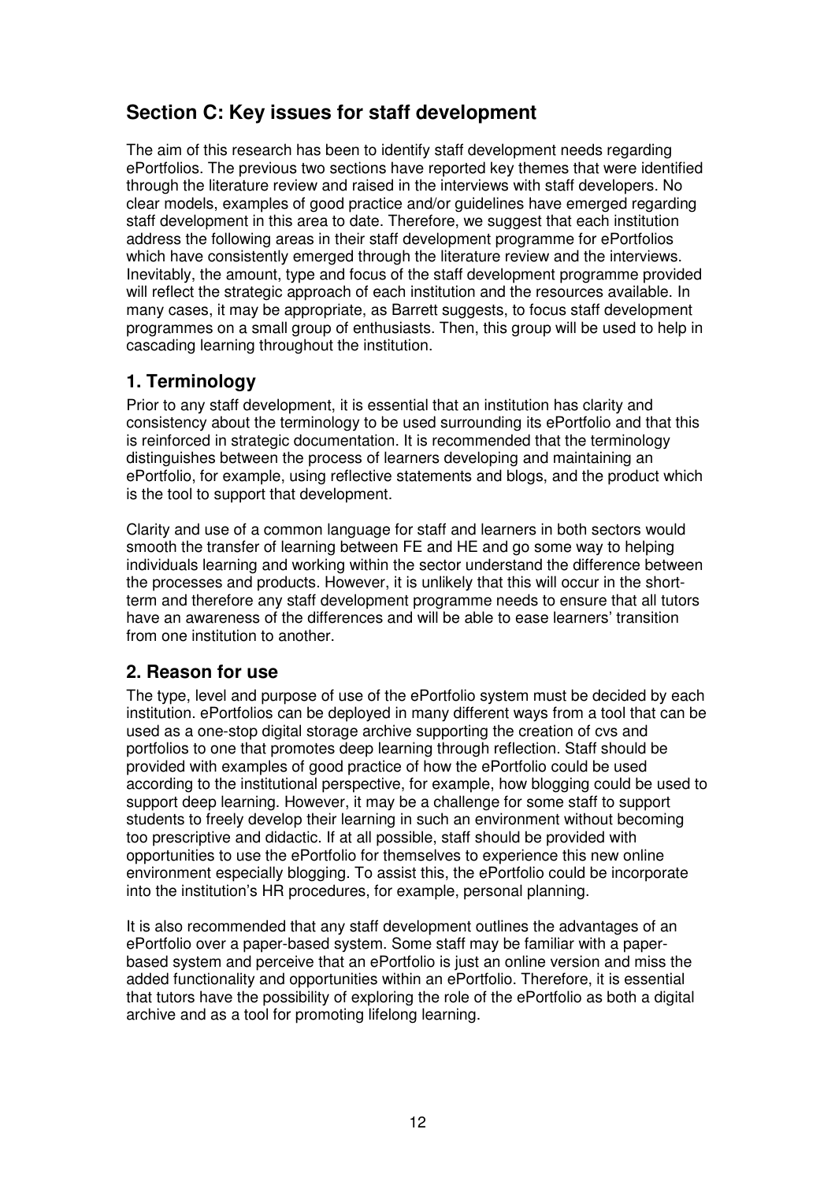## Section C: Key issues for staff development

The aim of this research has been to identify staff development needs regarding ePortfolios. The previous two sections have reported key themes that were identified through the literature review and raised in the interviews with staff developers. No clear models, examples of good practice and/or guidelines have emerged regarding staff development in this area to date. Therefore, we suggest that each institution address the following areas in their staff development programme for ePortfolios which have consistently emerged through the literature review and the interviews. Inevitably, the amount, type and focus of the staff development programme provided will reflect the strategic approach of each institution and the resources available. In many cases, it may be appropriate, as Barrett suggests, to focus staff development programmes on a small group of enthusiasts. Then, this group will be used to help in cascading learning throughout the institution.

### 1. Terminology

Prior to any staff development, it is essential that an institution has clarity and consistency about the terminology to be used surrounding its ePortfolio and that this is reinforced in strategic documentation. It is recommended that the terminology distinguishes between the process of learners developing and maintaining an ePortfolio, for example, using reflective statements and blogs, and the product which is the tool to support that development.

Clarity and use of a common language for staff and learners in both sectors would smooth the transfer of learning between FE and HE and go some way to helping individuals learning and working within the sector understand the difference between the processes and products. However, it is unlikely that this will occur in the short-term and therefore any staff development programme needs to ensure that all tutors have an awareness of the differences and will be able to ease learners' transition from one institution to another.

### 2. Reason for use

The type, level and purpose of use of the ePortfolio system must be decided by each institution. ePortfolios can be deployed in many different ways from a tool that can be used as a one-stop digital storage archive supporting the creation of cvs and portfolios to one that promotes deep learning through reflection. Staff should be provided with examples of good practice of how the ePortfolio could be used according to the institutional perspective, for example, how blogging could be used to support deep learning. However, it may be a challenge for some staff to support students to freely develop their learning in such an environment without becoming too prescriptive and didactic. If at all possible, staff should be provided with opportunities to use the ePortfolio for themselves to experience this new online environment especially blogging. To assist this, the ePortfolio could be incorporate into the institution's HR procedures, for example, personal planning.

It is also recommended that any staff development outlines the advantages of an ePortfolio over a paper-based system. Some staff may be familiar with a paper-based system and perceive that an ePortfolio is just an online version and miss the added functionality and opportunities within an ePortfolio. Therefore, it is essential that tutors have the possibility of exploring the role of the ePortfolio as both a digital archive and as a tool for promoting lifelong learning.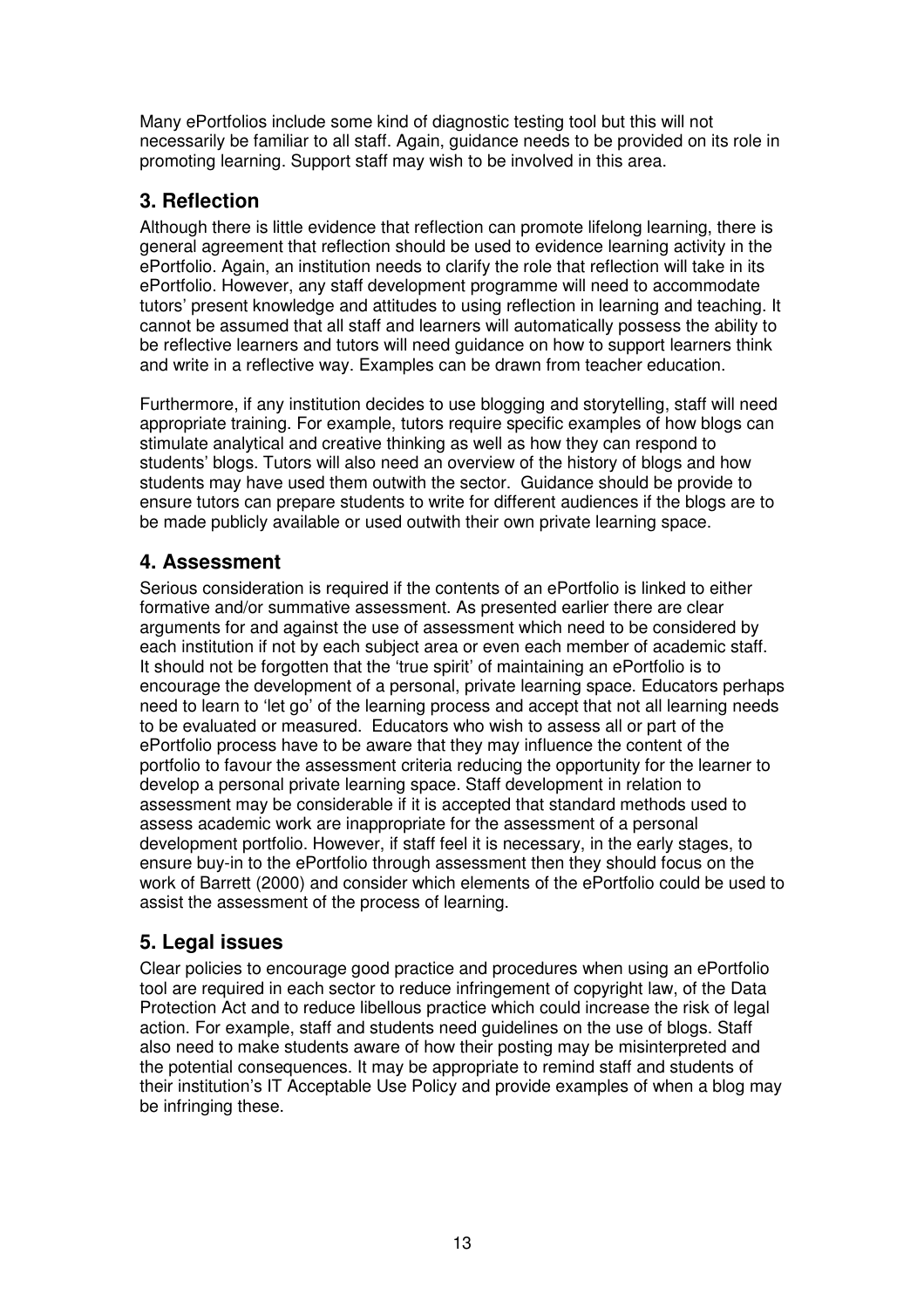Many ePortfolios include some kind of diagnostic testing tool but this will not necessarily be familiar to all staff. Again, guidance needs to be provided on its role in promoting learning. Support staff may wish to be involved in this area.

## 3. Reflection

Although there is little evidence that reflection can promote lifelong learning, there is general agreement that reflection should be used to evidence learning activity in the ePortfolio. Again, an institution needs to clarify the role that reflection will take in its ePortfolio. However, any staff development programme will need to accommodate tutors' present knowledge and attitudes to using reflection in learning and teaching. It cannot be assumed that all staff and learners will automatically possess the ability to be reflective learners and tutors will need guidance on how to support learners think and write in a reflective way. Examples can be drawn from teacher education.

Furthermore, if any institution decides to use blogging and storytelling, staff will need appropriate training. For example, tutors require specific examples of how blogs can stimulate analytical and creative thinking as well as how they can respond to students' blogs. Tutors will also need an overview of the history of blogs and how students may have used them outwith the sector. Guidance should be provide to ensure tutors can prepare students to write for different audiences if the blogs are to be made publicly available or used outwith their own private learning space.

## 4. Assessment

Serious consideration is required if the contents of an ePortfolio is linked to either formative and/or summative assessment. As presented earlier there are clear arguments for and against the use of assessment which need to be considered by each institution if not by each subject area or even each member of academic staff. It should not be forgotten that the 'true spirit' of maintaining an ePortfolio is to encourage the development of a personal, private learning space. Educators perhaps need to learn to 'let go' of the learning process and accept that not all learning needs to be evaluated or measured. Educators who wish to assess all or part of the ePortfolio process have to be aware that they may influence the content of the portfolio to favour the assessment criteria reducing the opportunity for the learner to develop a personal private learning space. Staff development in relation to assessment may be considerable if it is accepted that standard methods used to assess academic work are inappropriate for the assessment of a personal development portfolio. However, if staff feel it is necessary, in the early stages, to ensure buy-in to the ePortfolio through assessment then they should focus on the work of Barrett (2000) and consider which elements of the ePortfolio could be used to assist the assessment of the process of learning.

## 5. Legal issues

Clear policies to encourage good practice and procedures when using an ePortfolio tool are required in each sector to reduce infringement of copyright law, of the Data Protection Act and to reduce libellous practice which could increase the risk of legal action. For example, staff and students need guidelines on the use of blogs. Staff also need to make students aware of how their posting may be misinterpreted and the potential consequences. It may be appropriate to remind staff and students of their institution's IT Acceptable Use Policy and provide examples of when a blog may be infringing these.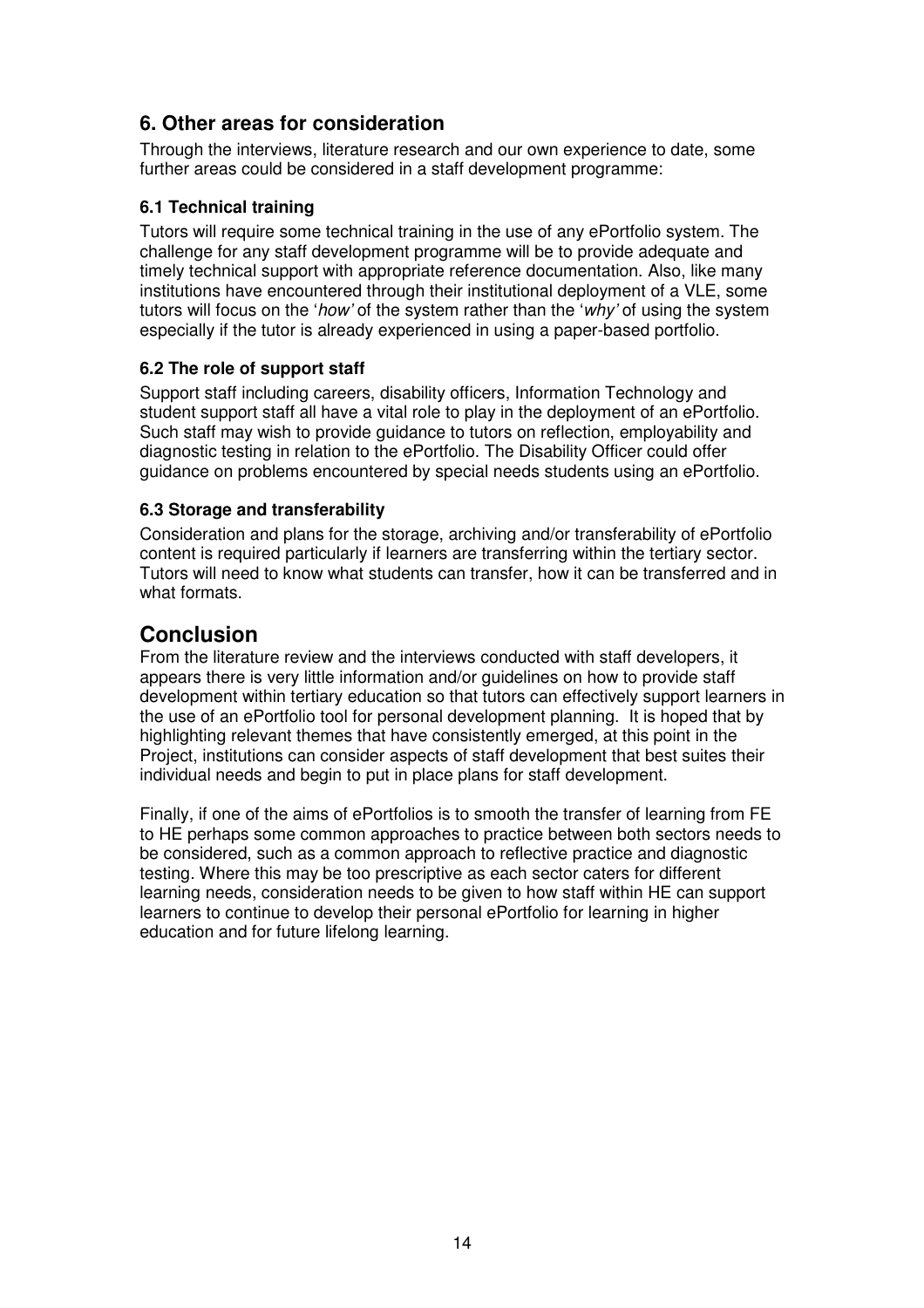## 6. Other areas for consideration

Through the interviews, literature research and our own experience to date, some further areas could be considered in a staff development programme:

### 6.1 Technical training

Tutors will require some technical training in the use of any ePortfolio system. The challenge for any staff development programme will be to provide adequate and timely technical support with appropriate reference documentation. Also, like many institutions have encountered through their institutional deployment of a VLE, some tutors will focus on the '*how'* of the system rather than the '*why'* of using the system especially if the tutor is already experienced in using a paper-based portfolio.

### 6.2 The role of support staff

Support staff including careers, disability officers, Information Technology and student support staff all have a vital role to play in the deployment of an ePortfolio. Such staff may wish to provide guidance to tutors on reflection, employability and diagnostic testing in relation to the ePortfolio. The Disability Officer could offer guidance on problems encountered by special needs students using an ePortfolio.

### 6.3 Storage and transferability

Consideration and plans for the storage, archiving and/or transferability of ePortfolio content is required particularly if learners are transferring within the tertiary sector. Tutors will need to know what students can transfer, how it can be transferred and in what formats.

## Conclusion

From the literature review and the interviews conducted with staff developers, it appears there is very little information and/or guidelines on how to provide staff development within tertiary education so that tutors can effectively support learners in the use of an ePortfolio tool for personal development planning. It is hoped that by highlighting relevant themes that have consistently emerged, at this point in the Project, institutions can consider aspects of staff development that best suites their individual needs and begin to put in place plans for staff development.

Finally, if one of the aims of ePortfolios is to smooth the transfer of learning from FE to HE perhaps some common approaches to practice between both sectors needs to be considered, such as a common approach to reflective practice and diagnostic testing. Where this may be too prescriptive as each sector caters for different learning needs, consideration needs to be given to how staff within HE can support learners to continue to develop their personal ePortfolio for learning in higher education and for future lifelong learning.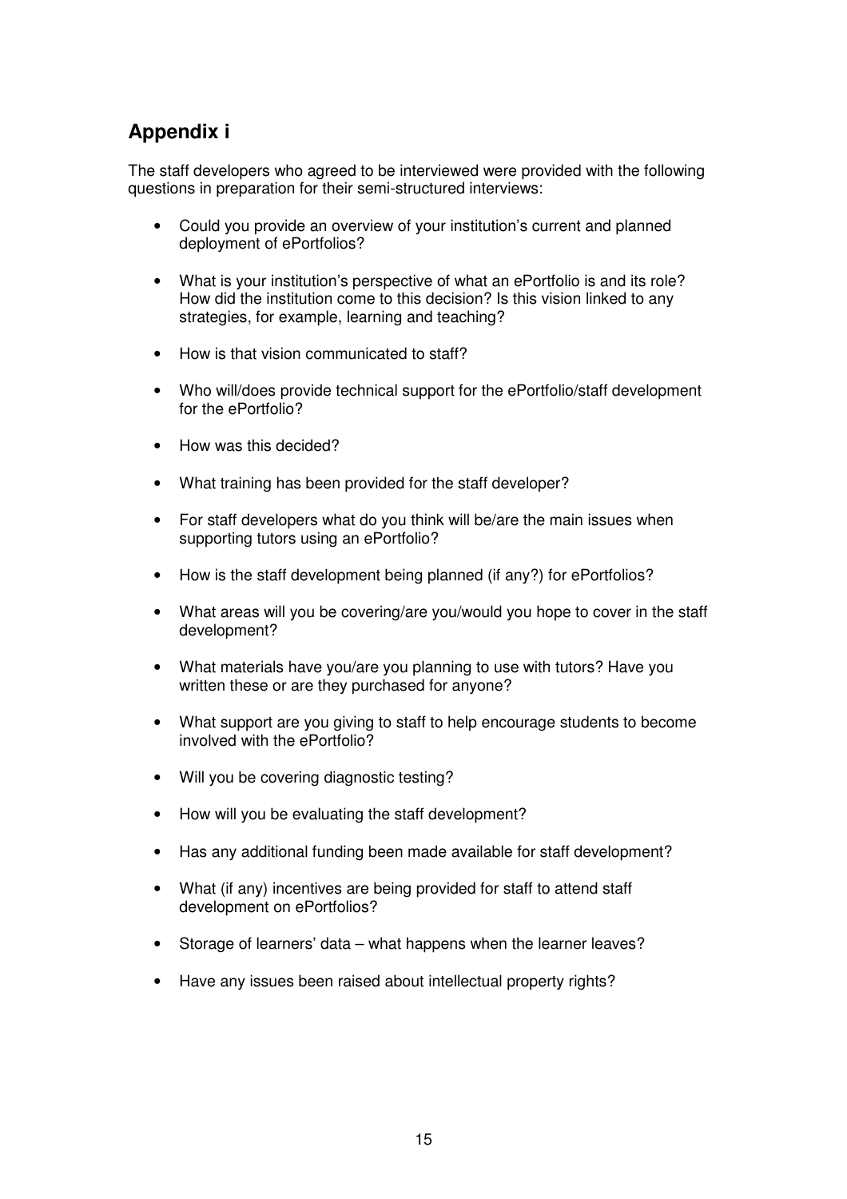## Appendix i

The staff developers who agreed to be interviewed were provided with the following questions in preparation for their semi-structured interviews:

- Could you provide an overview of your institution's current and planned deployment of ePortfolios?
- What is your institution's perspective of what an ePortfolio is and its role? How did the institution come to this decision? Is this vision linked to any strategies, for example, learning and teaching?
- How is that vision communicated to staff?
- Who will/does provide technical support for the ePortfolio/staff development for the ePortfolio?
- How was this decided?
- What training has been provided for the staff developer?
- For staff developers what do you think will be/are the main issues when supporting tutors using an ePortfolio?
- How is the staff development being planned (if any?) for ePortfolios?
- What areas will you be covering/are you/would you hope to cover in the staff development?
- What materials have you/are you planning to use with tutors? Have you written these or are they purchased for anyone?
- What support are you giving to staff to help encourage students to become involved with the ePortfolio?
- Will you be covering diagnostic testing?
- How will you be evaluating the staff development?
- Has any additional funding been made available for staff development?
- What (if any) incentives are being provided for staff to attend staff development on ePortfolios?
- Storage of learners' data – what happens when the learner leaves?
- Have any issues been raised about intellectual property rights?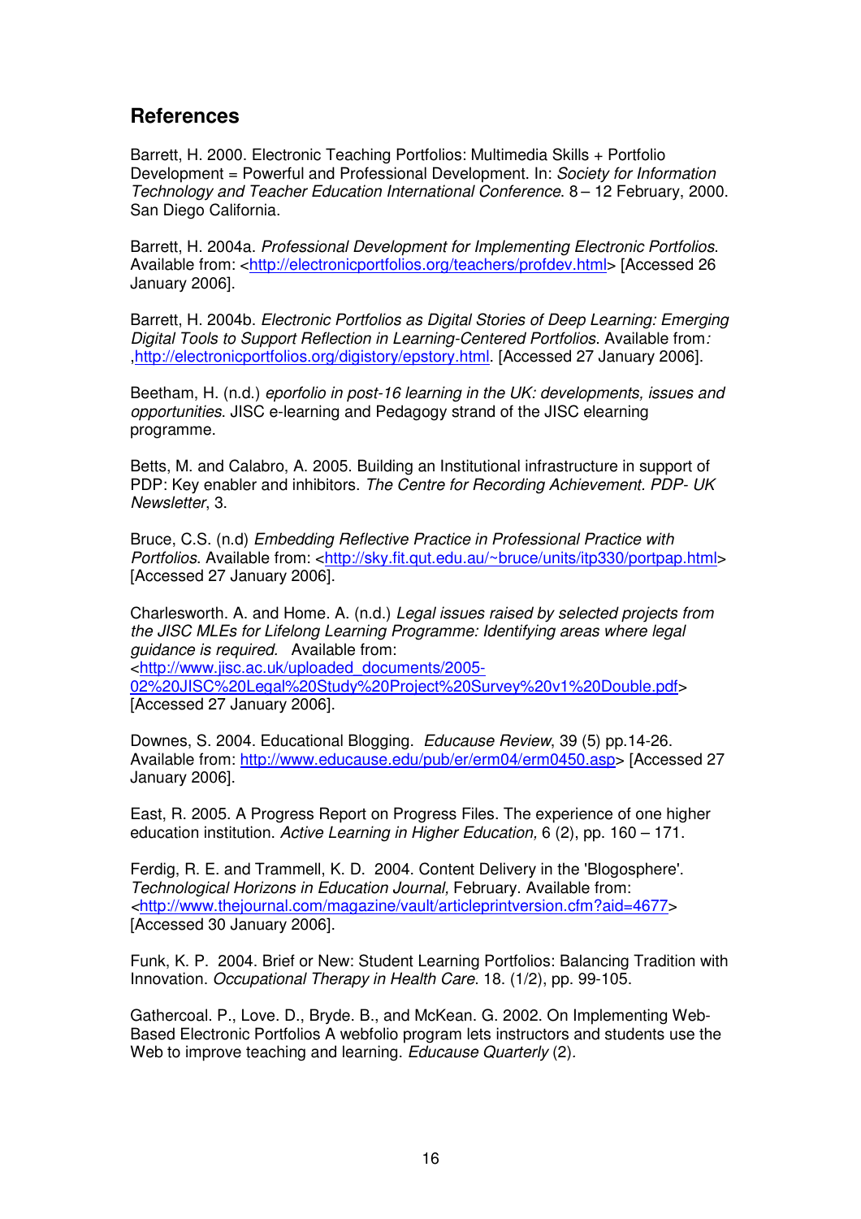## References

Barrett, H. 2000. Electronic Teaching Portfolios: Multimedia Skills + Portfolio Development = Powerful and Professional Development. In: *Society for Information Technology and Teacher Education International Conference*. 8 – 12 February, 2000. San Diego California.

Barrett, H. 2004a. *Professional Development for Implementing Electronic Portfolios*. Available from: <http://electronicportfolios.org/teachers/profdev.html> [Accessed 26 January 2006].

Barrett, H. 2004b. *Electronic Portfolios as Digital Stories of Deep Learning: Emerging Digital Tools to Support Reflection in Learning-Centered Portfolios*. Available from*:* ,http://electronicportfolios.org/digistory/epstory.html. [Accessed 27 January 2006].

Beetham, H. (n.d.) *eporfolio in post-16 learning in the UK: developments, issues and opportunities*. JISC e-learning and Pedagogy strand of the JISC elearning programme.

Betts, M. and Calabro, A. 2005. Building an Institutional infrastructure in support of PDP: Key enabler and inhibitors. *The Centre for Recording Achievement. PDP- UK Newsletter*, 3.

Bruce, C.S. (n.d) *Embedding Reflective Practice in Professional Practice with Portfolios*. Available from: <http://sky.fit.qut.edu.au/~bruce/units/itp330/portpap.html> [Accessed 27 January 2006].

Charlesworth. A. and Home. A. (n.d.) *Legal issues raised by selected projects from the JISC MLEs for Lifelong Learning Programme: Identifying areas where legal guidance is required.* Available from: <http://www.jisc.ac.uk/uploaded_documents/2005-02%20JISC%20Legal%20Study%20Project%20Survey%20v1%20Double.pdf> [Accessed 27 January 2006].

Downes, S. 2004. Educational Blogging. *Educause Review*, 39 (5) pp.14-26. Available from: http://www.educause.edu/pub/er/erm04/erm0450.asp> [Accessed 27 January 2006].

East, R. 2005. A Progress Report on Progress Files. The experience of one higher education institution. *Active Learning in Higher Education,* 6 (2), pp. 160 – 171.

Ferdig, R. E. and Trammell, K. D. 2004. Content Delivery in the 'Blogosphere'. *Technological Horizons in Education Journal,* February. Available from: <http://www.thejournal.com/magazine/vault/articleprintversion.cfm?aid=4677> [Accessed 30 January 2006].

Funk, K. P. 2004. Brief or New: Student Learning Portfolios: Balancing Tradition with Innovation. *Occupational Therapy in Health Care*. 18. (1/2), pp. 99-105.

Gathercoal. P., Love. D., Bryde. B., and McKean. G. 2002. On Implementing Web-Based Electronic Portfolios A webfolio program lets instructors and students use the Web to improve teaching and learning. *Educause Quarterly* (2).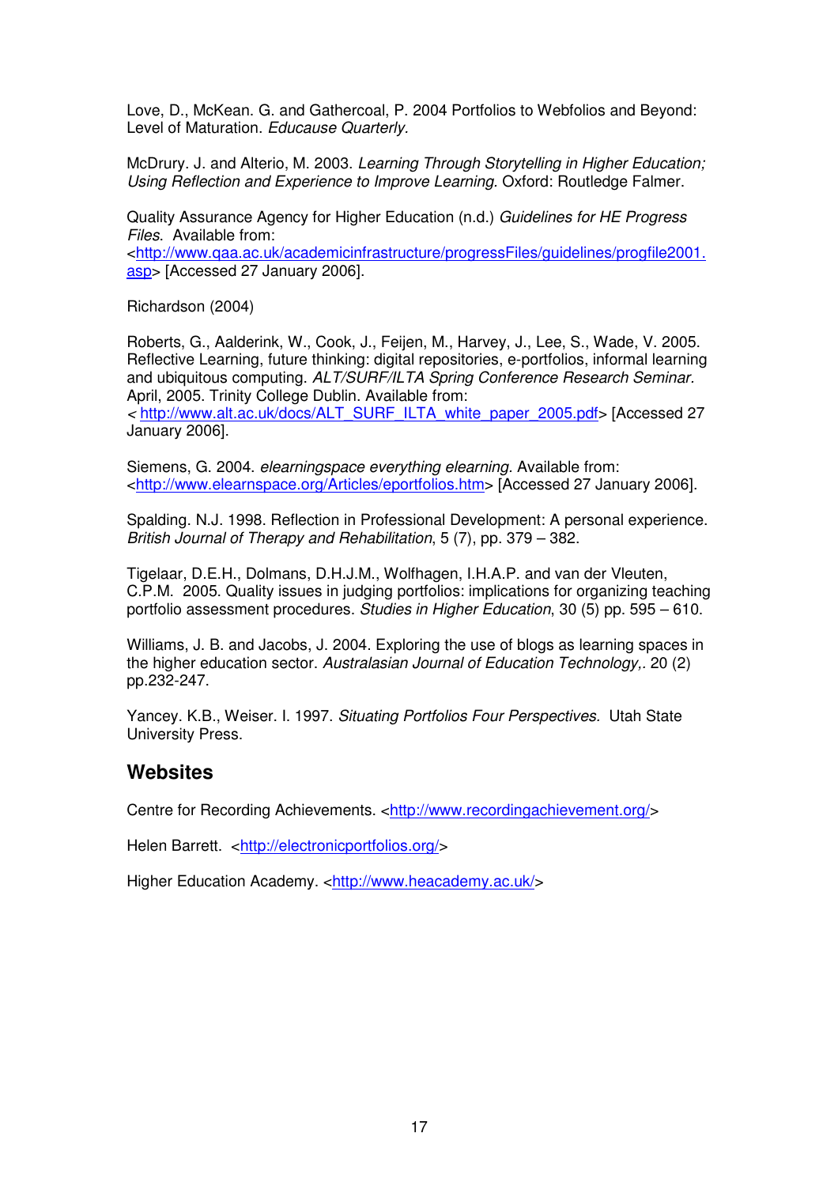Love, D., McKean. G. and Gathercoal, P. 2004 Portfolios to Webfolios and Beyond: Level of Maturation. *Educause Quarterly.*

McDrury. J. and Alterio, M. 2003. *Learning Through Storytelling in Higher Education; Using Reflection and Experience to Improve Learning.* Oxford: Routledge Falmer.

Quality Assurance Agency for Higher Education (n.d.) *Guidelines for HE Progress Files*. Available from: <http://www.qaa.ac.uk/academicinfrastructure/progressFiles/guidelines/progfile2001.asp> [Accessed 27 January 2006].

Richardson (2004)

Roberts, G., Aalderink, W., Cook, J., Feijen, M., Harvey, J., Lee, S., Wade, V. 2005. Reflective Learning, future thinking: digital repositories, e-portfolios, informal learning and ubiquitous computing. *ALT/SURF/ILTA Spring Conference Research Seminar.* April, 2005. Trinity College Dublin. Available from: < http://www.alt.ac.uk/docs/ALT_SURF_ILTA_white_paper_2005.pdf> [Accessed 27 January 2006].

Siemens, G. 2004. *elearningspace everything elearning.* Available from: <http://www.elearnspace.org/Articles/eportfolios.htm> [Accessed 27 January 2006].

Spalding. N.J. 1998. Reflection in Professional Development: A personal experience. *British Journal of Therapy and Rehabilitation*, 5 (7), pp. 379 – 382.

Tigelaar, D.E.H., Dolmans, D.H.J.M., Wolfhagen, I.H.A.P. and van der Vleuten, C.P.M. 2005. Quality issues in judging portfolios: implications for organizing teaching portfolio assessment procedures. *Studies in Higher Education*, 30 (5) pp. 595 – 610.

Williams, J. B. and Jacobs, J. 2004. Exploring the use of blogs as learning spaces in the higher education sector. *Australasian Journal of Education Technology,*. 20 (2) pp.232-247.

Yancey. K.B., Weiser. I. 1997. *Situating Portfolios Four Perspectives.* Utah State University Press.

## Websites

Centre for Recording Achievements. <http://www.recordingachievement.org/>

Helen Barrett. <http://electronicportfolios.org/>

Higher Education Academy. <http://www.heacademy.ac.uk/>